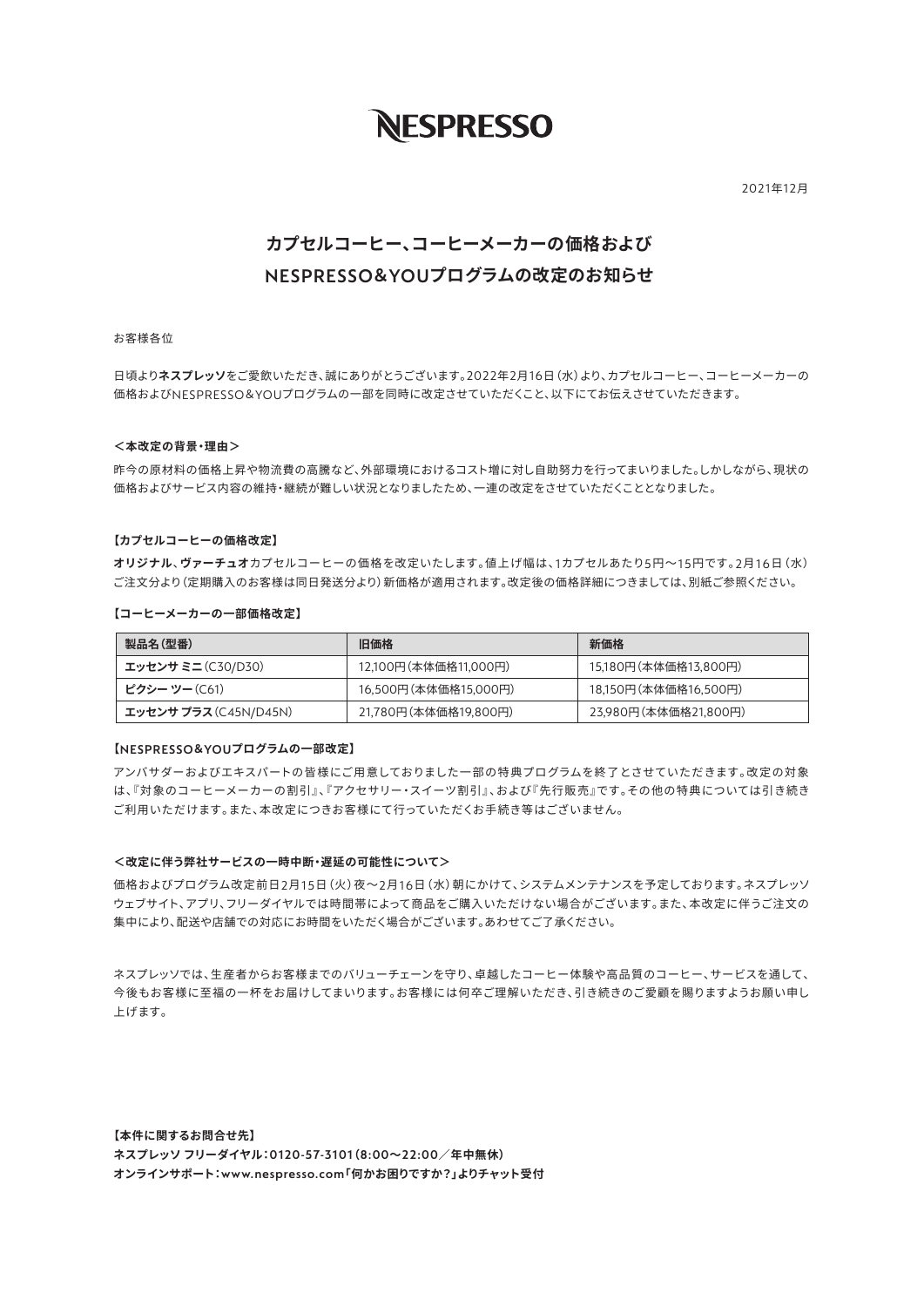# NESPRESSO

2021年12月

## カプセルコーヒー、コーヒーメーカーの価格および NESPRESSO&YOUプログラムの改定のお知らせ

お客様各位

日頃より**ネスプレッソ**をご愛飲いただき、誠にありがとうございます。2022年2月16日（水）より、カプセルコーヒー、コーヒーメーカーの価格およびNESPRESSO&YOUプログラムの一部を同時に改定させていただくこと、以下にてお伝えさせていただきます。

**＜本改定の背景・理由＞**

昨今の原材料の価格上昇や物流費の高騰など、外部環境におけるコスト増に対し自助努力を行ってまいりました。しかしながら、現状の価格およびサービス内容の維持・継続が難しい状況となりましたため、一連の改定をさせていただくこととなりました。

**【カプセルコーヒーの価格改定】**

**オリジナル**、**ヴァーチュオ**カプセルコーヒーの価格を改定いたします。値上げ幅は、1カプセルあたり5円～15円です。2月16日（水）ご注文分より（定期購入のお客様は同日発送分より）新価格が適用されます。改定後の価格詳細につきましては、別紙ご参照ください。

**【コーヒーメーカーの一部価格改定】**

| 製品名（型番） | 旧価格 | 新価格 |
|---|---|---|
| **エッセンサ ミニ**（C30/D30） | 12,100円（本体価格11,000円） | 15,180円（本体価格13,800円） |
| **ピクシー ツー**（C61） | 16,500円（本体価格15,000円） | 18,150円（本体価格16,500円） |
| **エッセンサ プラス**（C45N/D45N） | 21,780円（本体価格19,800円） | 23,980円（本体価格21,800円） |

**【NESPRESSO&YOUプログラムの一部改定】**

アンバサダーおよびエキスパートの皆様にご用意しておりました一部の特典プログラムを終了とさせていただきます。改定の対象は、『対象のコーヒーメーカーの割引』、『アクセサリー・スイーツ割引』、および『先行販売』です。その他の特典については引き続きご利用いただけます。また、本改定につきお客様にて行っていただくお手続き等はございません。

**＜改定に伴う弊社サービスの一時中断・遅延の可能性について＞**

価格およびプログラム改定前日2月15日（火）夜～2月16日（水）朝にかけて、システムメンテナンスを予定しております。ネスプレッソウェブサイト、アプリ、フリーダイヤルでは時間帯によって商品をご購入いただけない場合がございます。また、本改定に伴うご注文の集中により、配送や店舗での対応にお時間をいただく場合がございます。あわせてご了承ください。

ネスプレッソでは、生産者からお客様までのバリューチェーンを守り、卓越したコーヒー体験や高品質のコーヒー、サービスを通して、今後もお客様に至福の一杯をお届けしてまいります。お客様には何卒ご理解いただき、引き続きのご愛顧を賜りますようお願い申し上げます。

**【本件に関するお問合せ先】**
**ネスプレッソ フリーダイヤル：0120-57-3101（8:00～22:00／年中無休）**
**オンラインサポート：www.nespresso.com「何かお困りですか？」よりチャット受付**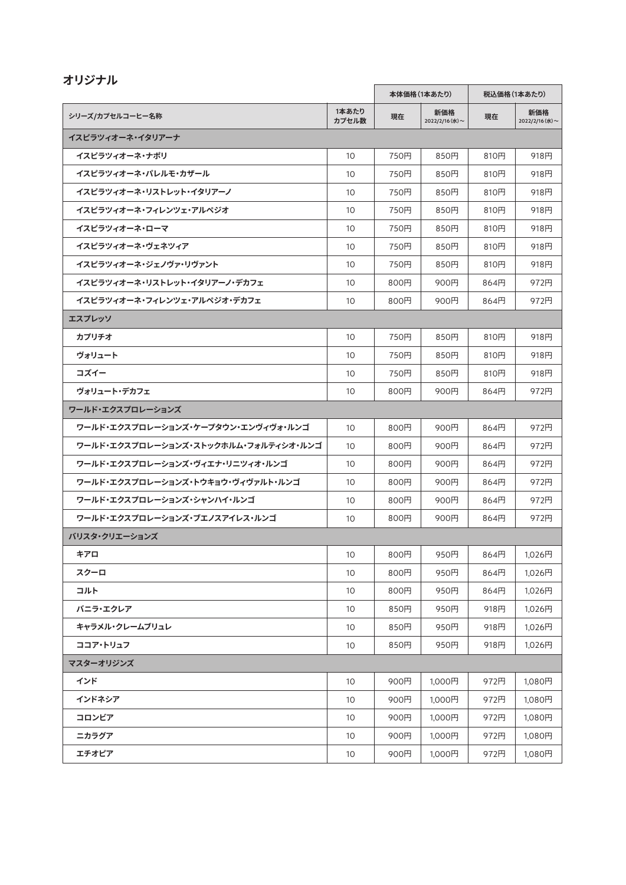## オリジナル

| シリーズ/カプセルコーヒー名称 | 1本あたりカプセル数 | 本体価格（1本あたり） | | 税込価格（1本あたり） | |
|---|---|---|---|---|---|
| | | 現在 | 新価格 2022/2/16(水)～ | 現在 | 新価格 2022/2/16(水)～ |
| **イスピラツィオーネ・イタリアーナ** | | | | | |
| イスピラツィオーネ・ナポリ | 10 | 750円 | 850円 | 810円 | 918円 |
| イスピラツィオーネ・パレルモ・カザール | 10 | 750円 | 850円 | 810円 | 918円 |
| イスピラツィオーネ・リストレット・イタリアーノ | 10 | 750円 | 850円 | 810円 | 918円 |
| イスピラツィオーネ・フィレンツェ・アルペジオ | 10 | 750円 | 850円 | 810円 | 918円 |
| イスピラツィオーネ・ローマ | 10 | 750円 | 850円 | 810円 | 918円 |
| イスピラツィオーネ・ヴェネツィア | 10 | 750円 | 850円 | 810円 | 918円 |
| イスピラツィオーネ・ジェノヴァ・リヴァント | 10 | 750円 | 850円 | 810円 | 918円 |
| イスピラツィオーネ・リストレット・イタリアーノ・デカフェ | 10 | 800円 | 900円 | 864円 | 972円 |
| イスピラツィオーネ・フィレンツェ・アルペジオ・デカフェ | 10 | 800円 | 900円 | 864円 | 972円 |
| **エスプレッソ** | | | | | |
| カプリチオ | 10 | 750円 | 850円 | 810円 | 918円 |
| ヴォリュート | 10 | 750円 | 850円 | 810円 | 918円 |
| コズイー | 10 | 750円 | 850円 | 810円 | 918円 |
| ヴォリュート・デカフェ | 10 | 800円 | 900円 | 864円 | 972円 |
| **ワールド・エクスプロレーションズ** | | | | | |
| ワールド・エクスプロレーションズ・ケープタウン・エンヴィヴォ・ルンゴ | 10 | 800円 | 900円 | 864円 | 972円 |
| ワールド・エクスプロレーションズ・ストックホルム・フォルティシオ・ルンゴ | 10 | 800円 | 900円 | 864円 | 972円 |
| ワールド・エクスプロレーションズ・ヴィエナ・リニツィオ・ルンゴ | 10 | 800円 | 900円 | 864円 | 972円 |
| ワールド・エクスプロレーションズ・トウキョウ・ヴィヴァルト・ルンゴ | 10 | 800円 | 900円 | 864円 | 972円 |
| ワールド・エクスプロレーションズ・シャンハイ・ルンゴ | 10 | 800円 | 900円 | 864円 | 972円 |
| ワールド・エクスプロレーションズ・ブエノスアイレス・ルンゴ | 10 | 800円 | 900円 | 864円 | 972円 |
| **バリスタ・クリエーションズ** | | | | | |
| キアロ | 10 | 800円 | 950円 | 864円 | 1,026円 |
| スクーロ | 10 | 800円 | 950円 | 864円 | 1,026円 |
| コルト | 10 | 800円 | 950円 | 864円 | 1,026円 |
| バニラ・エクレア | 10 | 850円 | 950円 | 918円 | 1,026円 |
| キャラメル・クレームブリュレ | 10 | 850円 | 950円 | 918円 | 1,026円 |
| ココア・トリュフ | 10 | 850円 | 950円 | 918円 | 1,026円 |
| **マスターオリジンズ** | | | | | |
| インド | 10 | 900円 | 1,000円 | 972円 | 1,080円 |
| インドネシア | 10 | 900円 | 1,000円 | 972円 | 1,080円 |
| コロンビア | 10 | 900円 | 1,000円 | 972円 | 1,080円 |
| ニカラグア | 10 | 900円 | 1,000円 | 972円 | 1,080円 |
| エチオピア | 10 | 900円 | 1,000円 | 972円 | 1,080円 |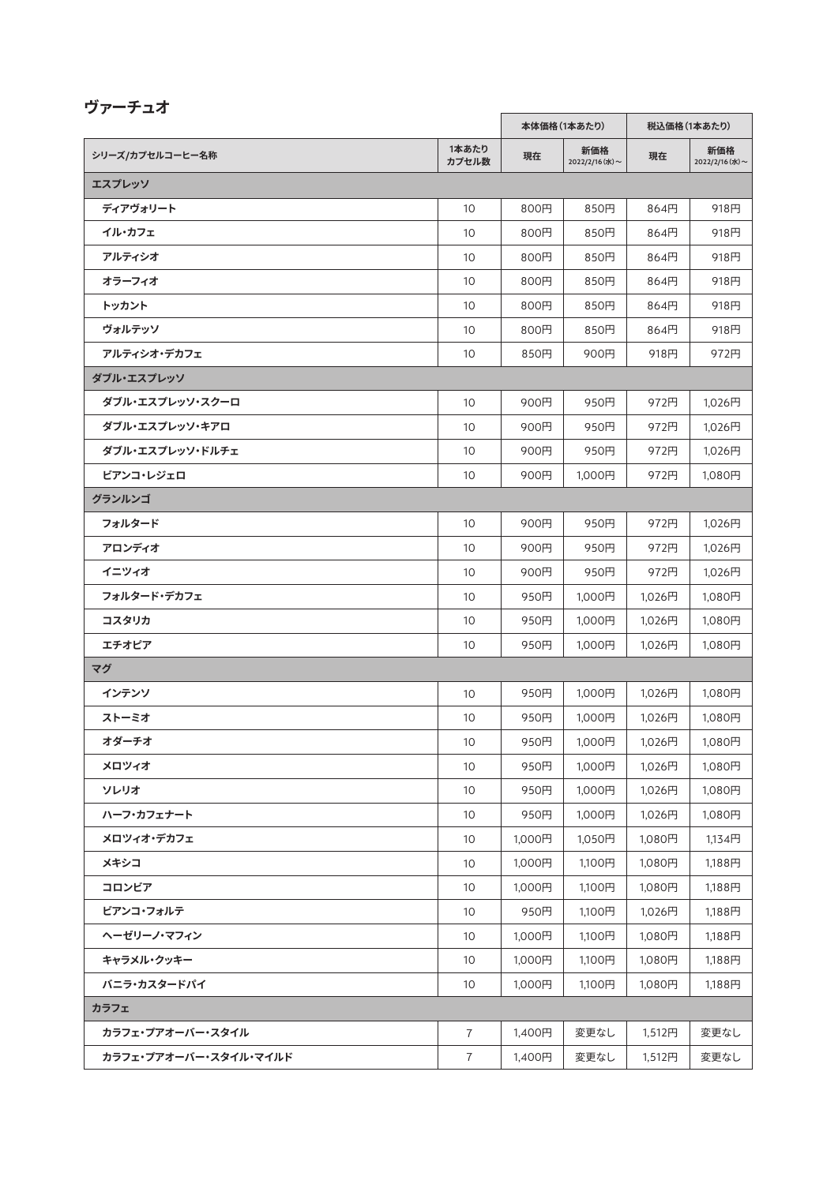## ヴァーチュオ

| | | 本体価格(1本あたり) | | 税込価格(1本あたり) | |
|---|---|---|---|---|---|
| シリーズ/カプセルコーヒー名称 | 1本あたりカプセル数 | 現在 | 新価格 2022/2/16(水)～ | 現在 | 新価格 2022/2/16(水)～ |
| エスプレッソ | | | | | |
| ディアヴォリート | 10 | 800円 | 850円 | 864円 | 918円 |
| イル・カフェ | 10 | 800円 | 850円 | 864円 | 918円 |
| アルティシオ | 10 | 800円 | 850円 | 864円 | 918円 |
| オラーフィオ | 10 | 800円 | 850円 | 864円 | 918円 |
| トッカント | 10 | 800円 | 850円 | 864円 | 918円 |
| ヴォルテッソ | 10 | 800円 | 850円 | 864円 | 918円 |
| アルティシオ・デカフェ | 10 | 850円 | 900円 | 918円 | 972円 |
| ダブル・エスプレッソ | | | | | |
| ダブル・エスプレッソ・スクーロ | 10 | 900円 | 950円 | 972円 | 1,026円 |
| ダブル・エスプレッソ・キアロ | 10 | 900円 | 950円 | 972円 | 1,026円 |
| ダブル・エスプレッソ・ドルチェ | 10 | 900円 | 950円 | 972円 | 1,026円 |
| ビアンコ・レジェロ | 10 | 900円 | 1,000円 | 972円 | 1,080円 |
| グランルンゴ | | | | | |
| フォルタード | 10 | 900円 | 950円 | 972円 | 1,026円 |
| アロンディオ | 10 | 900円 | 950円 | 972円 | 1,026円 |
| イニツィオ | 10 | 900円 | 950円 | 972円 | 1,026円 |
| フォルタード・デカフェ | 10 | 950円 | 1,000円 | 1,026円 | 1,080円 |
| コスタリカ | 10 | 950円 | 1,000円 | 1,026円 | 1,080円 |
| エチオピア | 10 | 950円 | 1,000円 | 1,026円 | 1,080円 |
| マグ | | | | | |
| インテンソ | 10 | 950円 | 1,000円 | 1,026円 | 1,080円 |
| ストーミオ | 10 | 950円 | 1,000円 | 1,026円 | 1,080円 |
| オダーチオ | 10 | 950円 | 1,000円 | 1,026円 | 1,080円 |
| メロツィオ | 10 | 950円 | 1,000円 | 1,026円 | 1,080円 |
| ソレリオ | 10 | 950円 | 1,000円 | 1,026円 | 1,080円 |
| ハーフ・カフェナート | 10 | 950円 | 1,000円 | 1,026円 | 1,080円 |
| メロツィオ・デカフェ | 10 | 1,000円 | 1,050円 | 1,080円 | 1,134円 |
| メキシコ | 10 | 1,000円 | 1,100円 | 1,080円 | 1,188円 |
| コロンビア | 10 | 1,000円 | 1,100円 | 1,080円 | 1,188円 |
| ビアンコ・フォルテ | 10 | 950円 | 1,100円 | 1,026円 | 1,188円 |
| ヘーゼリーノ・マフィン | 10 | 1,000円 | 1,100円 | 1,080円 | 1,188円 |
| キャラメル・クッキー | 10 | 1,000円 | 1,100円 | 1,080円 | 1,188円 |
| バニラ・カスタードパイ | 10 | 1,000円 | 1,100円 | 1,080円 | 1,188円 |
| カラフェ | | | | | |
| カラフェ・プアオーバー・スタイル | 7 | 1,400円 | 変更なし | 1,512円 | 変更なし |
| カラフェ・プアオーバー・スタイル・マイルド | 7 | 1,400円 | 変更なし | 1,512円 | 変更なし |